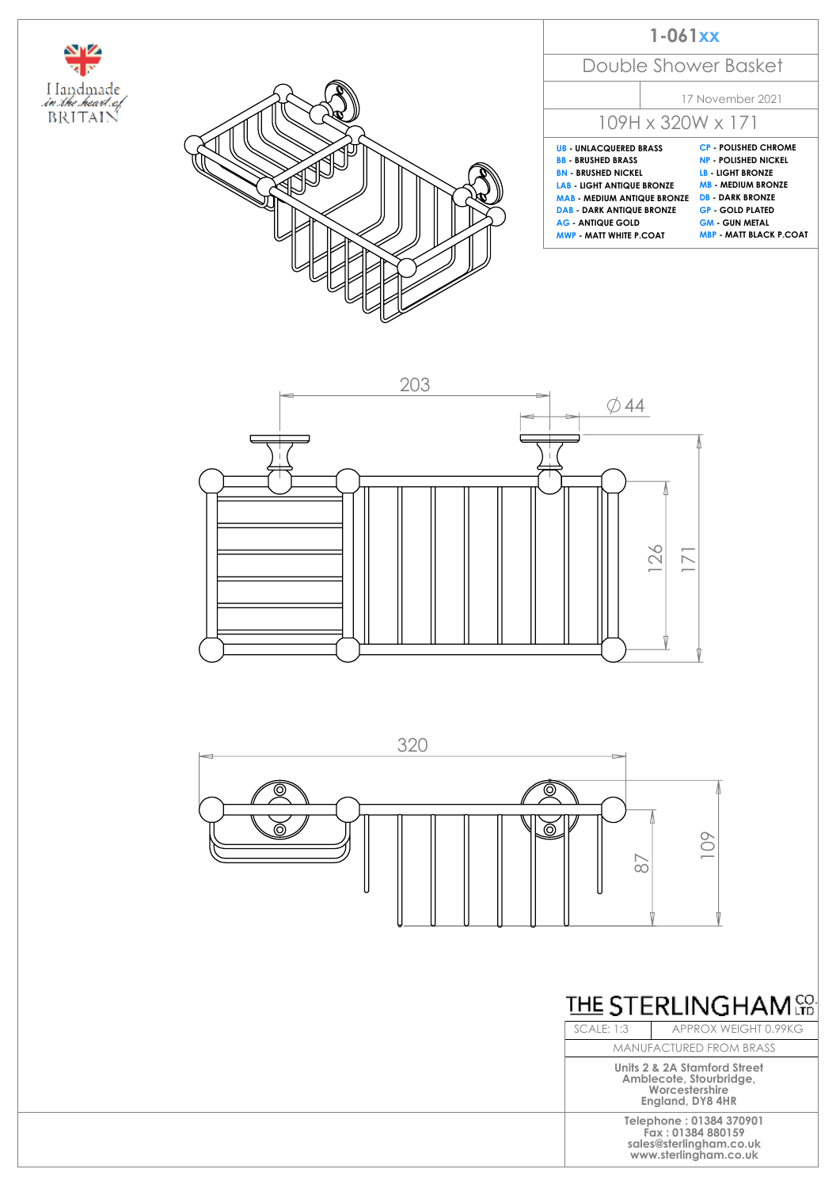Handmade in the heart of BRITAIN

# 1-061xx

## Double Shower Basket

17 November 2021

109H x 320W x 171

| | |
|---|---|
| **UB** - UNLACQUERED BRASS | **CP** - POLISHED CHROME |
| **BB** - BRUSHED BRASS | **NP** - POLISHED NICKEL |
| **BN** - BRUSHED NICKEL | **LB** - LIGHT BRONZE |
| **LAB** - LIGHT ANTIQUE BRONZE | **MB** - MEDIUM BRONZE |
| **MAB** - MEDIUM ANTIQUE BRONZE | **DB** - DARK BRONZE |
| **DAB** - DARK ANTIQUE BRONZE | **GP** - GOLD PLATED |
| **AG** - ANTIQUE GOLD | **GM** - GUN METAL |
| **MWP** - MATT WHITE P.COAT | **MBP** - MATT BLACK P.COAT |

203

∅44

126

171

320

87

109

THE STERLINGHAM CO. LTD

| SCALE: 1:3 | APPROX WEIGHT 0.99KG |
|---|---|

MANUFACTURED FROM BRASS

**Units 2 & 2A Stamford Street**
**Amblecote, Stourbridge,**
**Worcestershire**
**England, DY8 4HR**

**Telephone : 01384 370901**
**Fax : 01384 880159**
**sales@sterlingham.co.uk**
**www.sterlingham.co.uk**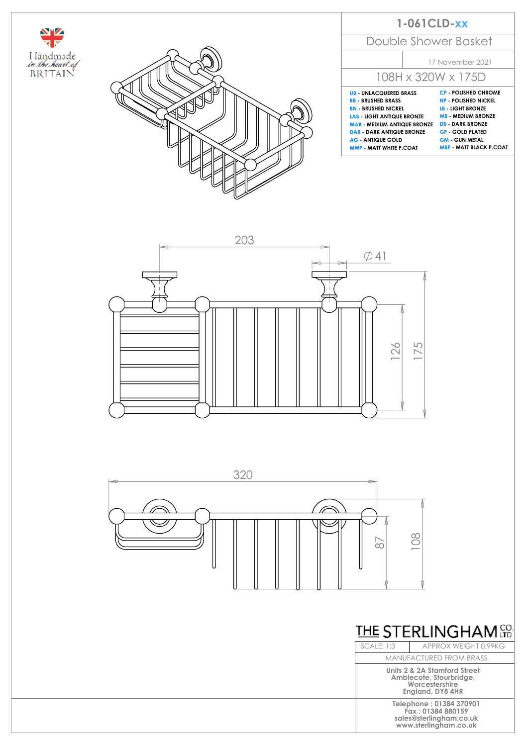Handmade in the heart of BRITAIN

# 1-061CLD-xx

## Double Shower Basket

17 November 2021

108H x 320W x 175D

| | |
|---|---|
| **UB** - UNLACQUERED BRASS | **CP** - POLISHED CHROME |
| **BB** - BRUSHED BRASS | **NP** - POLISHED NICKEL |
| **BN** - BRUSHED NICKEL | **LB** - LIGHT BRONZE |
| **LAB** - LIGHT ANTIQUE BRONZE | **MB** - MEDIUM BRONZE |
| **MAB** - MEDIUM ANTIQUE BRONZE | **DB** - DARK BRONZE |
| **DAB** - DARK ANTIQUE BRONZE | **GP** - GOLD PLATED |
| **AG** - ANTIQUE GOLD | **GM** - GUN METAL |
| **MWP** - MATT WHITE P.COAT | **MBP** - MATT BLACK P.COAT |

203

∅41

126

175

320

87

108

THE STERLINGHAM CO. LTD

| | |
|---|---|
| SCALE: 1:3 | APPROX WEIGHT 0.99KG |

MANUFACTURED FROM BRASS

Units 2 & 2A Stamford Street
Amblecote, Stourbridge,
Worcestershire
England, DY8 4HR

Telephone : 01384 370901
Fax : 01384 880159
sales@sterlingham.co.uk
www.sterlingham.co.uk